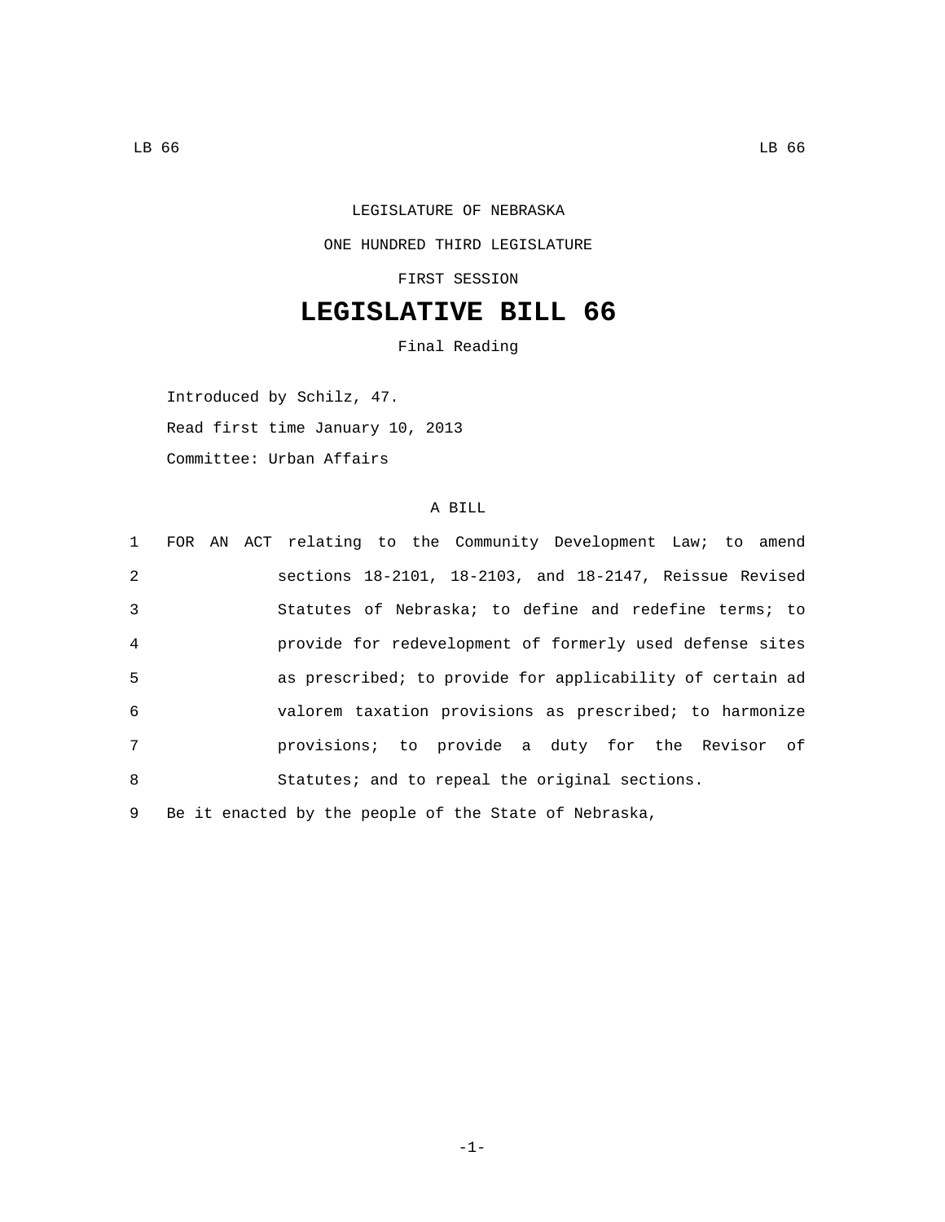LEGISLATURE OF NEBRASKA

ONE HUNDRED THIRD LEGISLATURE

FIRST SESSION

# LEGISLATIVE BILL 66

Final Reading

Introduced by Schilz, 47.

Read first time January 10, 2013

Committee: Urban Affairs

A BILL

1 FOR AN ACT relating to the Community Development Law; to amend
2 sections 18-2101, 18-2103, and 18-2147, Reissue Revised
3 Statutes of Nebraska; to define and redefine terms; to
4 provide for redevelopment of formerly used defense sites
5 as prescribed; to provide for applicability of certain ad
6 valorem taxation provisions as prescribed; to harmonize
7 provisions; to provide a duty for the Revisor of
8 Statutes; and to repeal the original sections.

9 Be it enacted by the people of the State of Nebraska,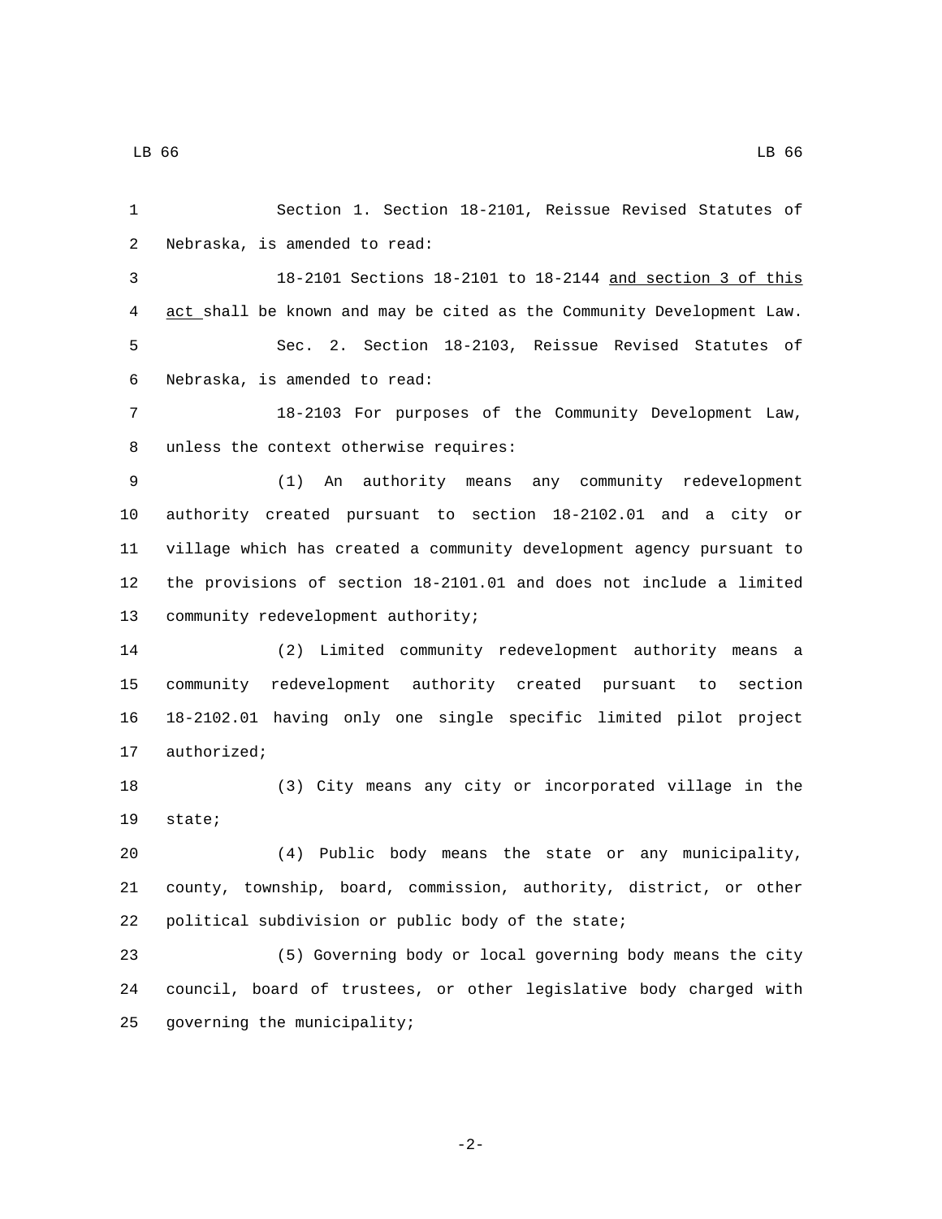Section 1. Section 18-2101, Reissue Revised Statutes of Nebraska, is amended to read:

18-2101 Sections 18-2101 to 18-2144 <u>and section 3 of this act</u> shall be known and may be cited as the Community Development Law.

Sec. 2. Section 18-2103, Reissue Revised Statutes of Nebraska, is amended to read:

18-2103 For purposes of the Community Development Law, unless the context otherwise requires:

(1) An authority means any community redevelopment authority created pursuant to section 18-2102.01 and a city or village which has created a community development agency pursuant to the provisions of section 18-2101.01 and does not include a limited community redevelopment authority;

(2) Limited community redevelopment authority means a community redevelopment authority created pursuant to section 18-2102.01 having only one single specific limited pilot project authorized;

(3) City means any city or incorporated village in the state;

(4) Public body means the state or any municipality, county, township, board, commission, authority, district, or other political subdivision or public body of the state;

(5) Governing body or local governing body means the city council, board of trustees, or other legislative body charged with governing the municipality;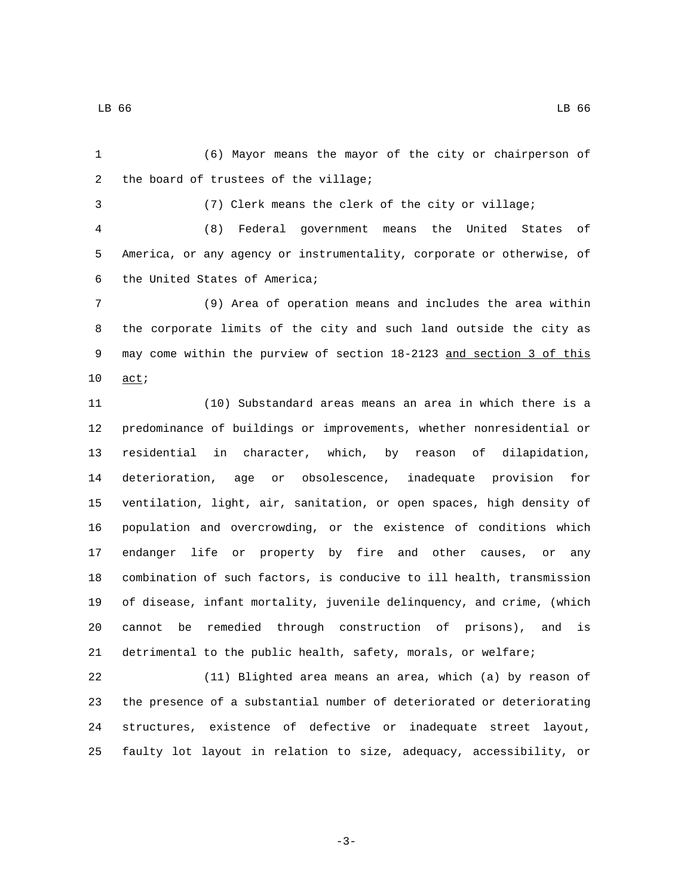(6) Mayor means the mayor of the city or chairperson of the board of trustees of the village;

(7) Clerk means the clerk of the city or village;

(8) Federal government means the United States of America, or any agency or instrumentality, corporate or otherwise, of the United States of America;

(9) Area of operation means and includes the area within the corporate limits of the city and such land outside the city as may come within the purview of section 18-2123 <u>and section 3 of this act</u>;

(10) Substandard areas means an area in which there is a predominance of buildings or improvements, whether nonresidential or residential in character, which, by reason of dilapidation, deterioration, age or obsolescence, inadequate provision for ventilation, light, air, sanitation, or open spaces, high density of population and overcrowding, or the existence of conditions which endanger life or property by fire and other causes, or any combination of such factors, is conducive to ill health, transmission of disease, infant mortality, juvenile delinquency, and crime, (which cannot be remedied through construction of prisons), and is detrimental to the public health, safety, morals, or welfare;

(11) Blighted area means an area, which (a) by reason of the presence of a substantial number of deteriorated or deteriorating structures, existence of defective or inadequate street layout, faulty lot layout in relation to size, adequacy, accessibility, or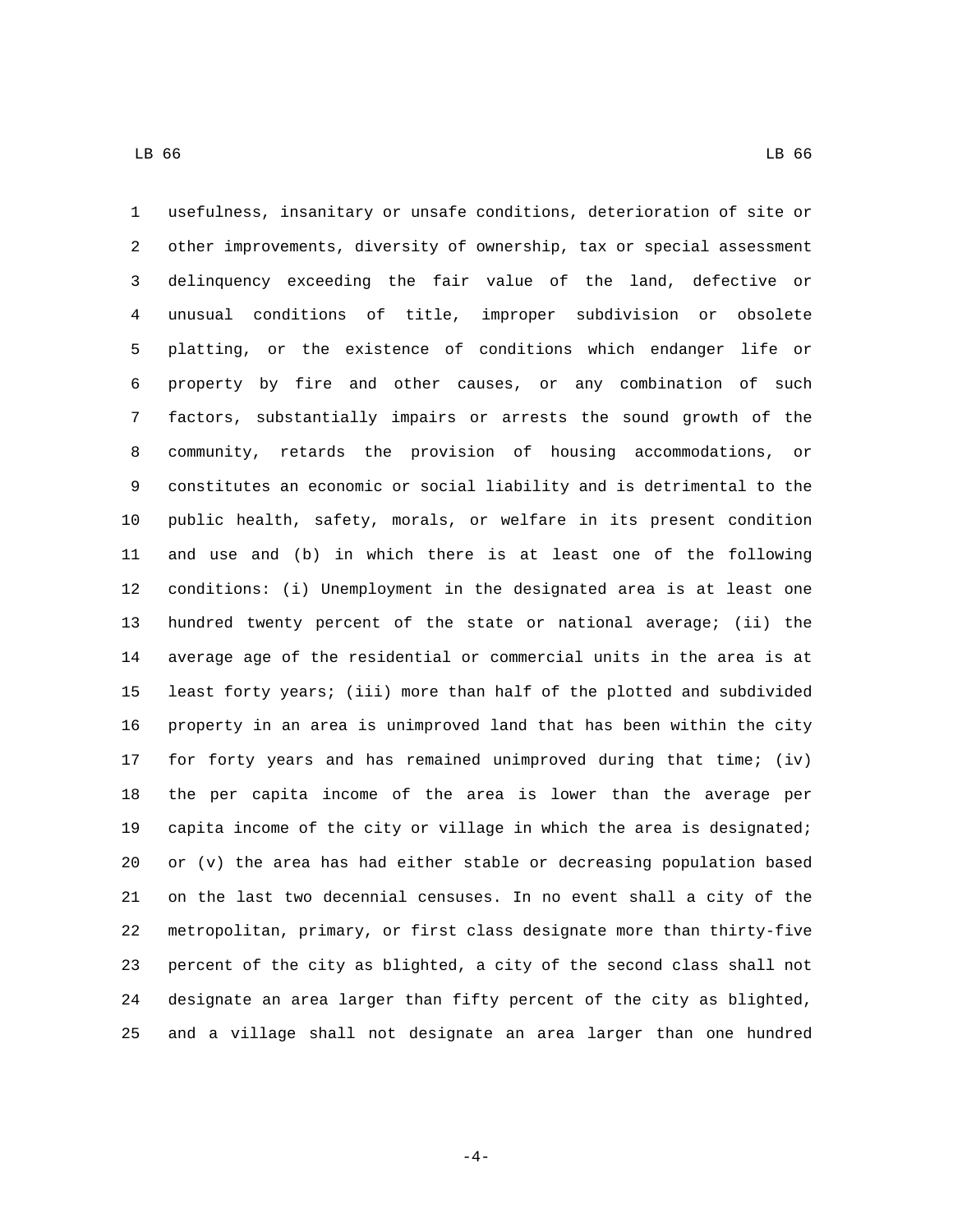usefulness, insanitary or unsafe conditions, deterioration of site or other improvements, diversity of ownership, tax or special assessment delinquency exceeding the fair value of the land, defective or unusual conditions of title, improper subdivision or obsolete platting, or the existence of conditions which endanger life or property by fire and other causes, or any combination of such factors, substantially impairs or arrests the sound growth of the community, retards the provision of housing accommodations, or constitutes an economic or social liability and is detrimental to the public health, safety, morals, or welfare in its present condition and use and (b) in which there is at least one of the following conditions: (i) Unemployment in the designated area is at least one hundred twenty percent of the state or national average; (ii) the average age of the residential or commercial units in the area is at least forty years; (iii) more than half of the plotted and subdivided property in an area is unimproved land that has been within the city for forty years and has remained unimproved during that time; (iv) the per capita income of the area is lower than the average per capita income of the city or village in which the area is designated; or (v) the area has had either stable or decreasing population based on the last two decennial censuses. In no event shall a city of the metropolitan, primary, or first class designate more than thirty-five percent of the city as blighted, a city of the second class shall not designate an area larger than fifty percent of the city as blighted, and a village shall not designate an area larger than one hundred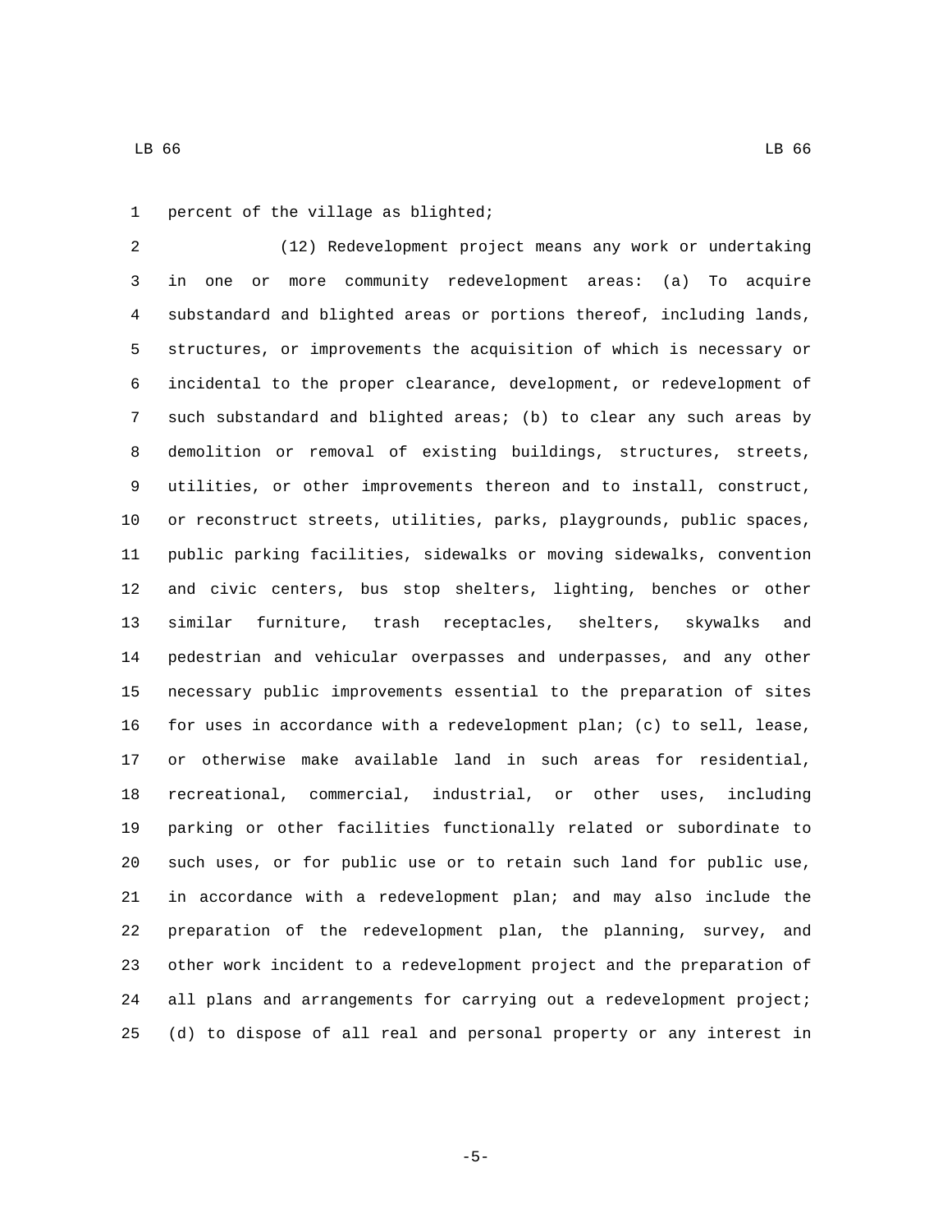percent of the village as blighted;

(12) Redevelopment project means any work or undertaking in one or more community redevelopment areas: (a) To acquire substandard and blighted areas or portions thereof, including lands, structures, or improvements the acquisition of which is necessary or incidental to the proper clearance, development, or redevelopment of such substandard and blighted areas; (b) to clear any such areas by demolition or removal of existing buildings, structures, streets, utilities, or other improvements thereon and to install, construct, or reconstruct streets, utilities, parks, playgrounds, public spaces, public parking facilities, sidewalks or moving sidewalks, convention and civic centers, bus stop shelters, lighting, benches or other similar furniture, trash receptacles, shelters, skywalks and pedestrian and vehicular overpasses and underpasses, and any other necessary public improvements essential to the preparation of sites for uses in accordance with a redevelopment plan; (c) to sell, lease, or otherwise make available land in such areas for residential, recreational, commercial, industrial, or other uses, including parking or other facilities functionally related or subordinate to such uses, or for public use or to retain such land for public use, in accordance with a redevelopment plan; and may also include the preparation of the redevelopment plan, the planning, survey, and other work incident to a redevelopment project and the preparation of all plans and arrangements for carrying out a redevelopment project; (d) to dispose of all real and personal property or any interest in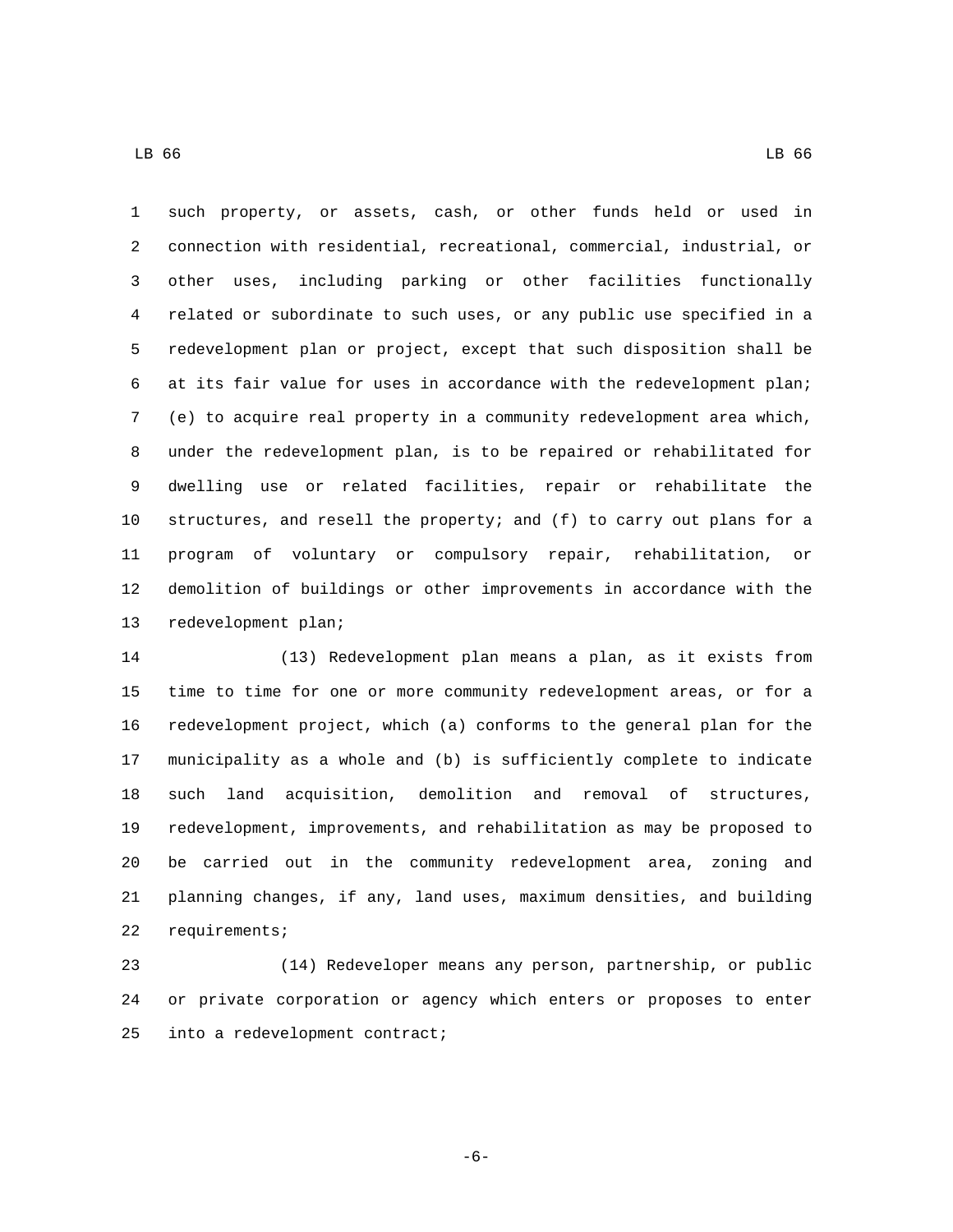such property, or assets, cash, or other funds held or used in connection with residential, recreational, commercial, industrial, or other uses, including parking or other facilities functionally related or subordinate to such uses, or any public use specified in a redevelopment plan or project, except that such disposition shall be at its fair value for uses in accordance with the redevelopment plan; (e) to acquire real property in a community redevelopment area which, under the redevelopment plan, is to be repaired or rehabilitated for dwelling use or related facilities, repair or rehabilitate the structures, and resell the property; and (f) to carry out plans for a program of voluntary or compulsory repair, rehabilitation, or demolition of buildings or other improvements in accordance with the redevelopment plan;

(13) Redevelopment plan means a plan, as it exists from time to time for one or more community redevelopment areas, or for a redevelopment project, which (a) conforms to the general plan for the municipality as a whole and (b) is sufficiently complete to indicate such land acquisition, demolition and removal of structures, redevelopment, improvements, and rehabilitation as may be proposed to be carried out in the community redevelopment area, zoning and planning changes, if any, land uses, maximum densities, and building requirements;

(14) Redeveloper means any person, partnership, or public or private corporation or agency which enters or proposes to enter into a redevelopment contract;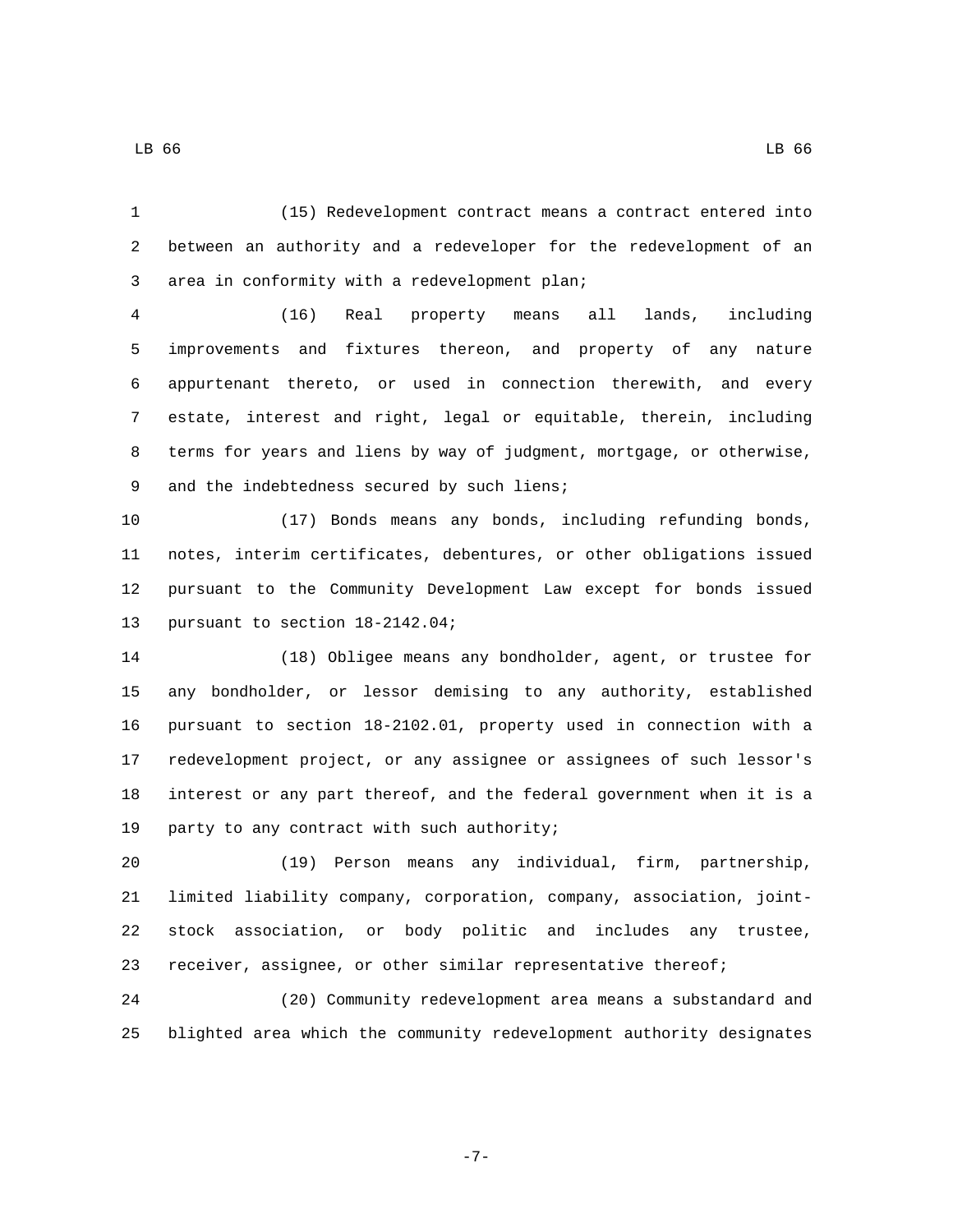(15) Redevelopment contract means a contract entered into between an authority and a redeveloper for the redevelopment of an area in conformity with a redevelopment plan;

(16) Real property means all lands, including improvements and fixtures thereon, and property of any nature appurtenant thereto, or used in connection therewith, and every estate, interest and right, legal or equitable, therein, including terms for years and liens by way of judgment, mortgage, or otherwise, and the indebtedness secured by such liens;

(17) Bonds means any bonds, including refunding bonds, notes, interim certificates, debentures, or other obligations issued pursuant to the Community Development Law except for bonds issued pursuant to section 18-2142.04;

(18) Obligee means any bondholder, agent, or trustee for any bondholder, or lessor demising to any authority, established pursuant to section 18-2102.01, property used in connection with a redevelopment project, or any assignee or assignees of such lessor's interest or any part thereof, and the federal government when it is a party to any contract with such authority;

(19) Person means any individual, firm, partnership, limited liability company, corporation, company, association, joint-stock association, or body politic and includes any trustee, receiver, assignee, or other similar representative thereof;

(20) Community redevelopment area means a substandard and blighted area which the community redevelopment authority designates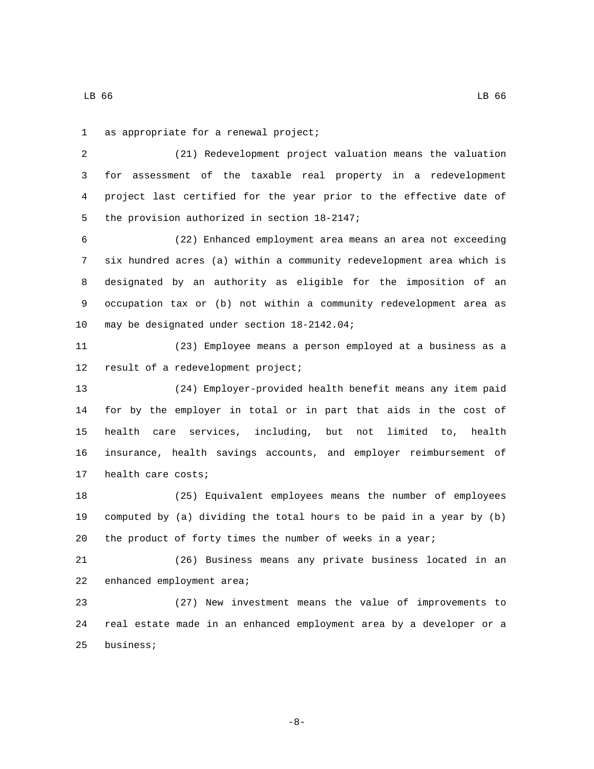as appropriate for a renewal project;

(21) Redevelopment project valuation means the valuation for assessment of the taxable real property in a redevelopment project last certified for the year prior to the effective date of the provision authorized in section 18-2147;

(22) Enhanced employment area means an area not exceeding six hundred acres (a) within a community redevelopment area which is designated by an authority as eligible for the imposition of an occupation tax or (b) not within a community redevelopment area as may be designated under section 18-2142.04;

(23) Employee means a person employed at a business as a result of a redevelopment project;

(24) Employer-provided health benefit means any item paid for by the employer in total or in part that aids in the cost of health care services, including, but not limited to, health insurance, health savings accounts, and employer reimbursement of health care costs;

(25) Equivalent employees means the number of employees computed by (a) dividing the total hours to be paid in a year by (b) the product of forty times the number of weeks in a year;

(26) Business means any private business located in an enhanced employment area;

(27) New investment means the value of improvements to real estate made in an enhanced employment area by a developer or a business;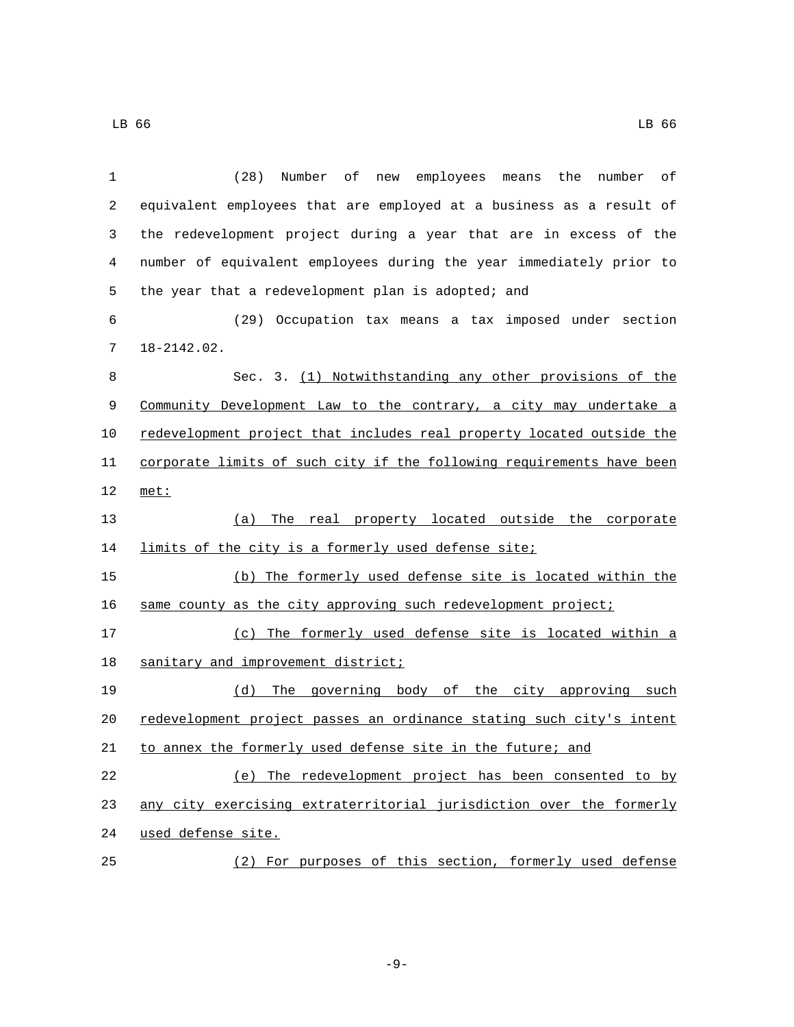(28) Number of new employees means the number of equivalent employees that are employed at a business as a result of the redevelopment project during a year that are in excess of the number of equivalent employees during the year immediately prior to the year that a redevelopment plan is adopted; and

(29) Occupation tax means a tax imposed under section 18-2142.02.

Sec. 3. <u>(1) Notwithstanding any other provisions of the Community Development Law to the contrary, a city may undertake a redevelopment project that includes real property located outside the corporate limits of such city if the following requirements have been met:</u>

<u>(a) The real property located outside the corporate limits of the city is a formerly used defense site;</u>

<u>(b) The formerly used defense site is located within the same county as the city approving such redevelopment project;</u>

<u>(c) The formerly used defense site is located within a sanitary and improvement district;</u>

<u>(d) The governing body of the city approving such redevelopment project passes an ordinance stating such city's intent to annex the formerly used defense site in the future; and</u>

<u>(e) The redevelopment project has been consented to by any city exercising extraterritorial jurisdiction over the formerly used defense site.</u>

<u>(2) For purposes of this section, formerly used defense</u>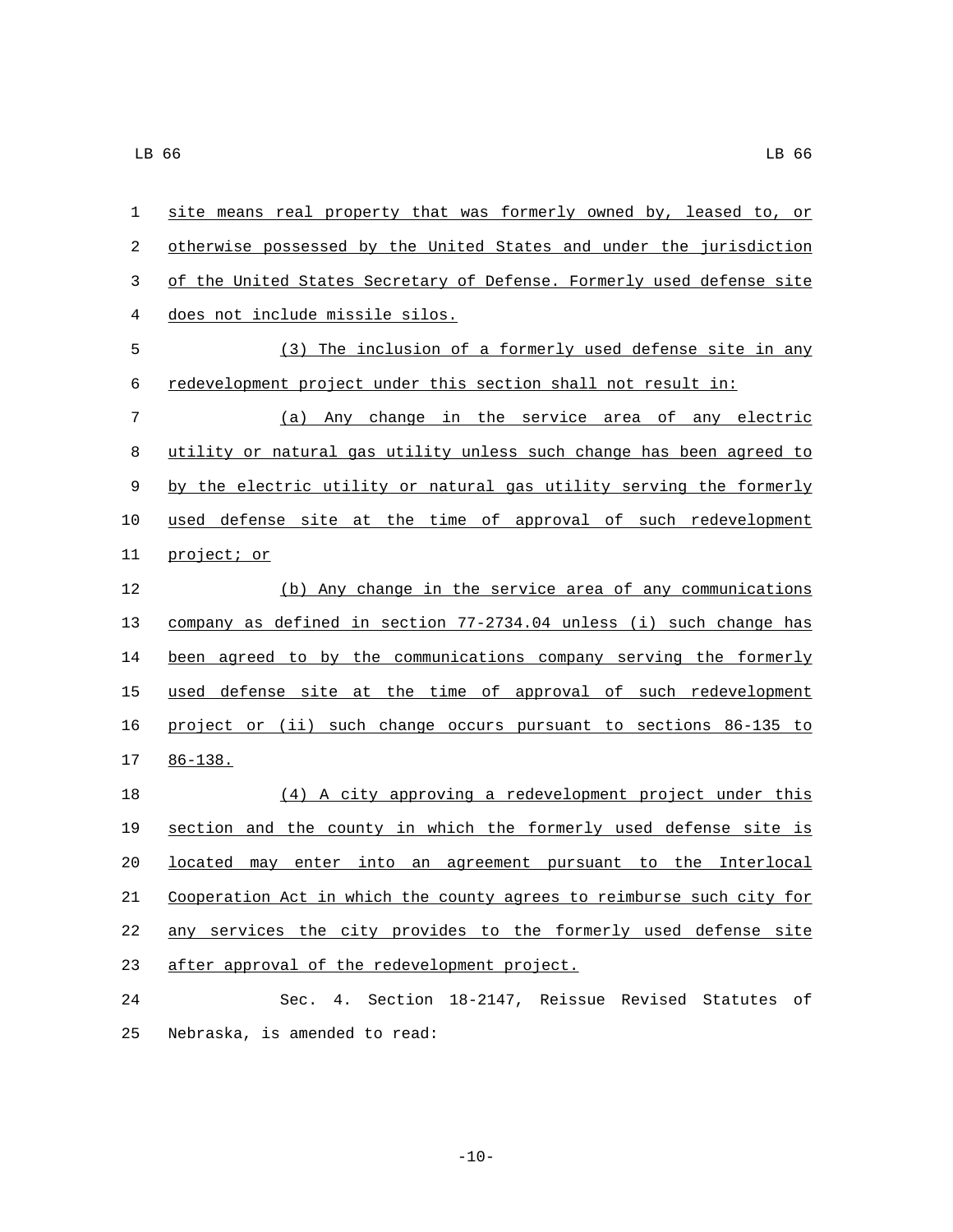site means real property that was formerly owned by, leased to, or otherwise possessed by the United States and under the jurisdiction of the United States Secretary of Defense. Formerly used defense site does not include missile silos.

(3) The inclusion of a formerly used defense site in any redevelopment project under this section shall not result in:

(a) Any change in the service area of any electric utility or natural gas utility unless such change has been agreed to by the electric utility or natural gas utility serving the formerly used defense site at the time of approval of such redevelopment project; or

(b) Any change in the service area of any communications company as defined in section 77-2734.04 unless (i) such change has been agreed to by the communications company serving the formerly used defense site at the time of approval of such redevelopment project or (ii) such change occurs pursuant to sections 86-135 to 86-138.

(4) A city approving a redevelopment project under this section and the county in which the formerly used defense site is located may enter into an agreement pursuant to the Interlocal Cooperation Act in which the county agrees to reimburse such city for any services the city provides to the formerly used defense site after approval of the redevelopment project.

Sec. 4. Section 18-2147, Reissue Revised Statutes of Nebraska, is amended to read: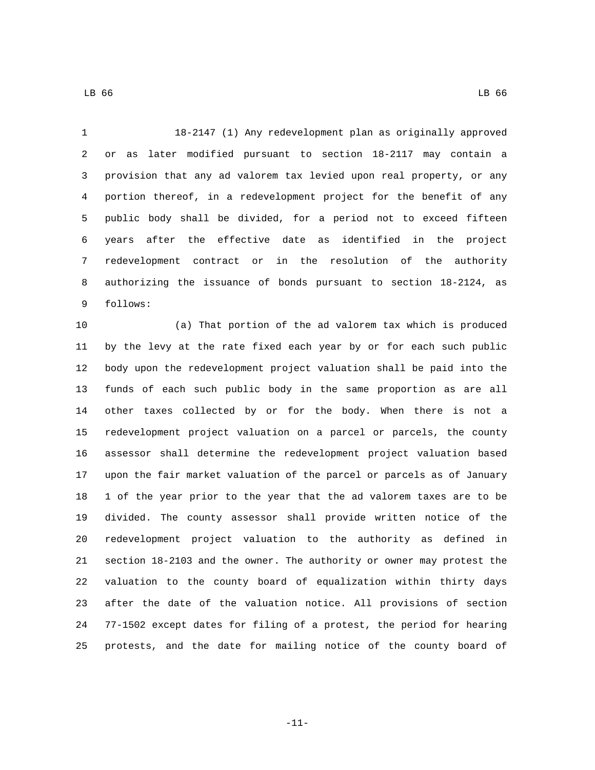18-2147 (1) Any redevelopment plan as originally approved or as later modified pursuant to section 18-2117 may contain a provision that any ad valorem tax levied upon real property, or any portion thereof, in a redevelopment project for the benefit of any public body shall be divided, for a period not to exceed fifteen years after the effective date as identified in the project redevelopment contract or in the resolution of the authority authorizing the issuance of bonds pursuant to section 18-2124, as follows:

(a) That portion of the ad valorem tax which is produced by the levy at the rate fixed each year by or for each such public body upon the redevelopment project valuation shall be paid into the funds of each such public body in the same proportion as are all other taxes collected by or for the body. When there is not a redevelopment project valuation on a parcel or parcels, the county assessor shall determine the redevelopment project valuation based upon the fair market valuation of the parcel or parcels as of January 1 of the year prior to the year that the ad valorem taxes are to be divided. The county assessor shall provide written notice of the redevelopment project valuation to the authority as defined in section 18-2103 and the owner. The authority or owner may protest the valuation to the county board of equalization within thirty days after the date of the valuation notice. All provisions of section 77-1502 except dates for filing of a protest, the period for hearing protests, and the date for mailing notice of the county board of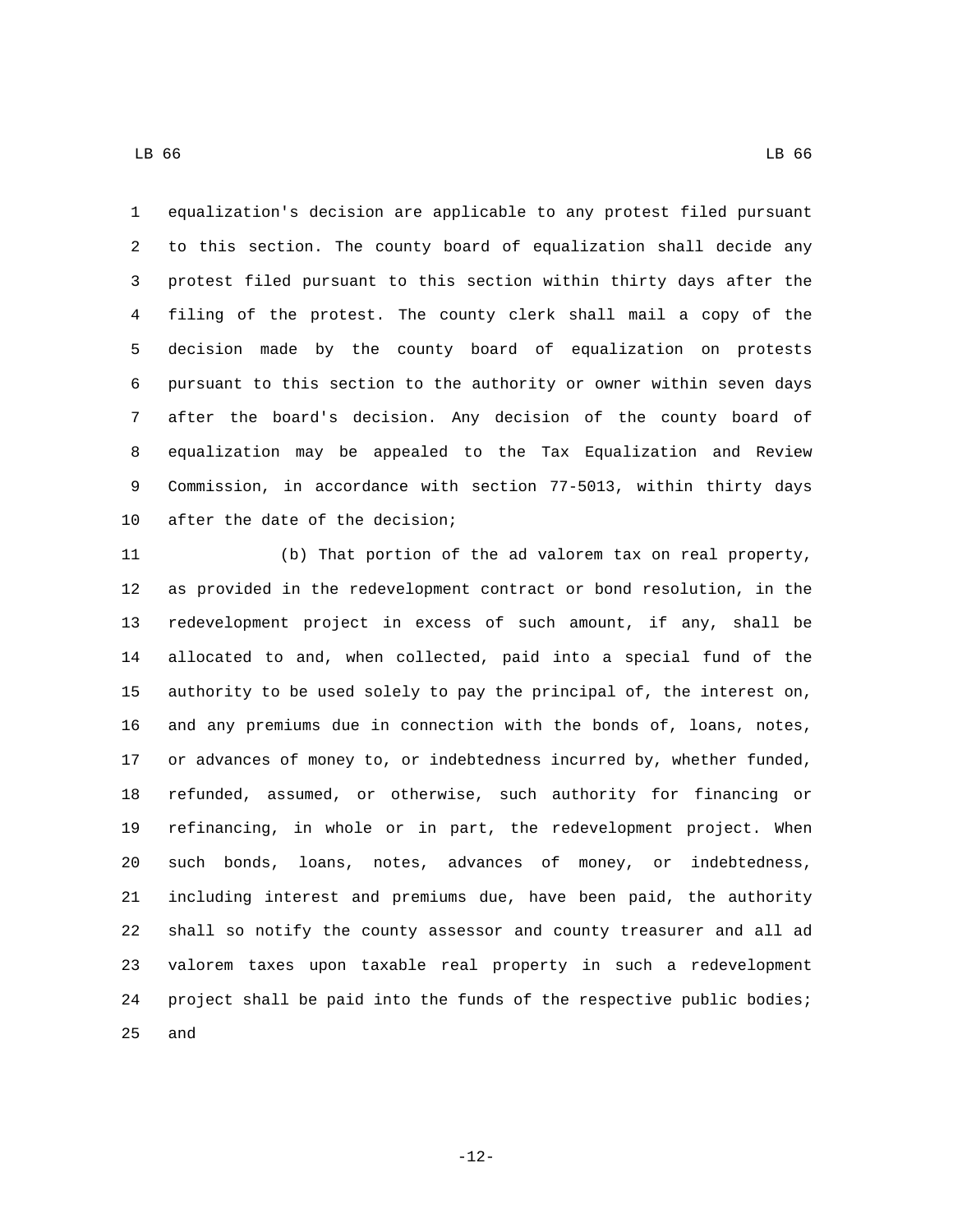equalization's decision are applicable to any protest filed pursuant to this section. The county board of equalization shall decide any protest filed pursuant to this section within thirty days after the filing of the protest. The county clerk shall mail a copy of the decision made by the county board of equalization on protests pursuant to this section to the authority or owner within seven days after the board's decision. Any decision of the county board of equalization may be appealed to the Tax Equalization and Review Commission, in accordance with section 77-5013, within thirty days after the date of the decision;

(b) That portion of the ad valorem tax on real property, as provided in the redevelopment contract or bond resolution, in the redevelopment project in excess of such amount, if any, shall be allocated to and, when collected, paid into a special fund of the authority to be used solely to pay the principal of, the interest on, and any premiums due in connection with the bonds of, loans, notes, or advances of money to, or indebtedness incurred by, whether funded, refunded, assumed, or otherwise, such authority for financing or refinancing, in whole or in part, the redevelopment project. When such bonds, loans, notes, advances of money, or indebtedness, including interest and premiums due, have been paid, the authority shall so notify the county assessor and county treasurer and all ad valorem taxes upon taxable real property in such a redevelopment project shall be paid into the funds of the respective public bodies; and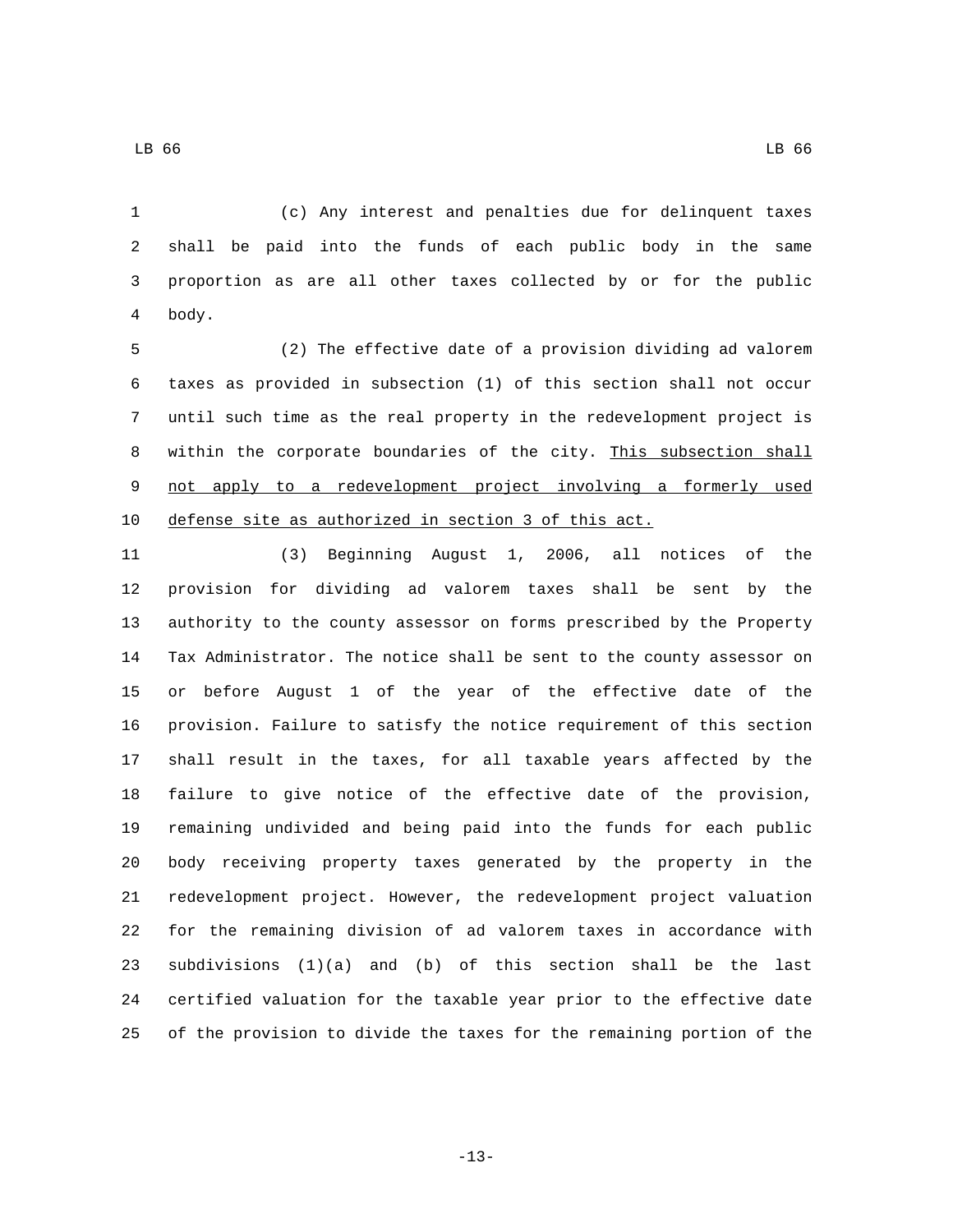(c) Any interest and penalties due for delinquent taxes shall be paid into the funds of each public body in the same proportion as are all other taxes collected by or for the public body.

(2) The effective date of a provision dividing ad valorem taxes as provided in subsection (1) of this section shall not occur until such time as the real property in the redevelopment project is within the corporate boundaries of the city. <u>This subsection shall not apply to a redevelopment project involving a formerly used defense site as authorized in section 3 of this act.</u>

(3) Beginning August 1, 2006, all notices of the provision for dividing ad valorem taxes shall be sent by the authority to the county assessor on forms prescribed by the Property Tax Administrator. The notice shall be sent to the county assessor on or before August 1 of the year of the effective date of the provision. Failure to satisfy the notice requirement of this section shall result in the taxes, for all taxable years affected by the failure to give notice of the effective date of the provision, remaining undivided and being paid into the funds for each public body receiving property taxes generated by the property in the redevelopment project. However, the redevelopment project valuation for the remaining division of ad valorem taxes in accordance with subdivisions (1)(a) and (b) of this section shall be the last certified valuation for the taxable year prior to the effective date of the provision to divide the taxes for the remaining portion of the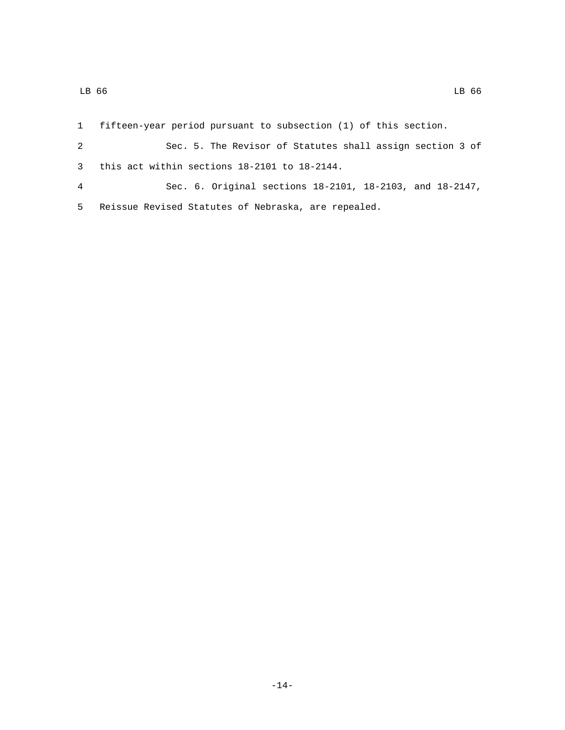fifteen-year period pursuant to subsection (1) of this section.

Sec. 5. The Revisor of Statutes shall assign section 3 of this act within sections 18-2101 to 18-2144.

Sec. 6. Original sections 18-2101, 18-2103, and 18-2147, Reissue Revised Statutes of Nebraska, are repealed.